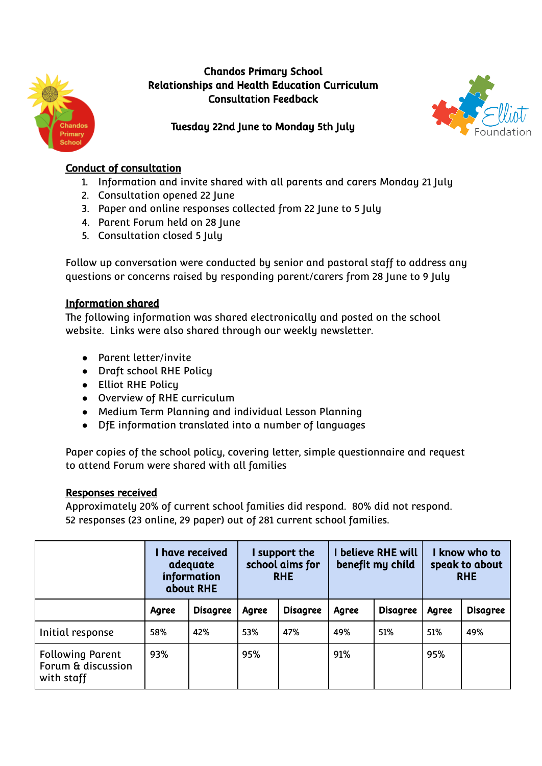# Chandos Primary School
## Relationships and Health Education Curriculum
## Consultation Feedback

**Tuesday 22nd June to Monday 5th July**

### Conduct of consultation

1. Information and invite shared with all parents and carers Monday 21 July
2. Consultation opened 22 June
3. Paper and online responses collected from 22 June to 5 July
4. Parent Forum held on 28 June
5. Consultation closed 5 July

Follow up conversation were conducted by senior and pastoral staff to address any questions or concerns raised by responding parent/carers from 28 June to 9 July

### Information shared

The following information was shared electronically and posted on the school website. Links were also shared through our weekly newsletter.

- Parent letter/invite
- Draft school RHE Policy
- Elliot RHE Policy
- Overview of RHE curriculum
- Medium Term Planning and individual Lesson Planning
- DfE information translated into a number of languages

Paper copies of the school policy, covering letter, simple questionnaire and request to attend Forum were shared with all families

### Responses received

Approximately 20% of current school families did respond. 80% did not respond.
52 responses (23 online, 29 paper) out of 281 current school families.

| | I have received adequate information about RHE | | I support the school aims for RHE | | I believe RHE will benefit my child | | I know who to speak to about RHE | |
|---|---|---|---|---|---|---|---|---|
| | **Agree** | **Disagree** | **Agree** | **Disagree** | **Agree** | **Disagree** | **Agree** | **Disagree** |
| Initial response | 58% | 42% | 53% | 47% | 49% | 51% | 51% | 49% |
| Following Parent Forum & discussion with staff | 93% | | 95% | | 91% | | 95% | |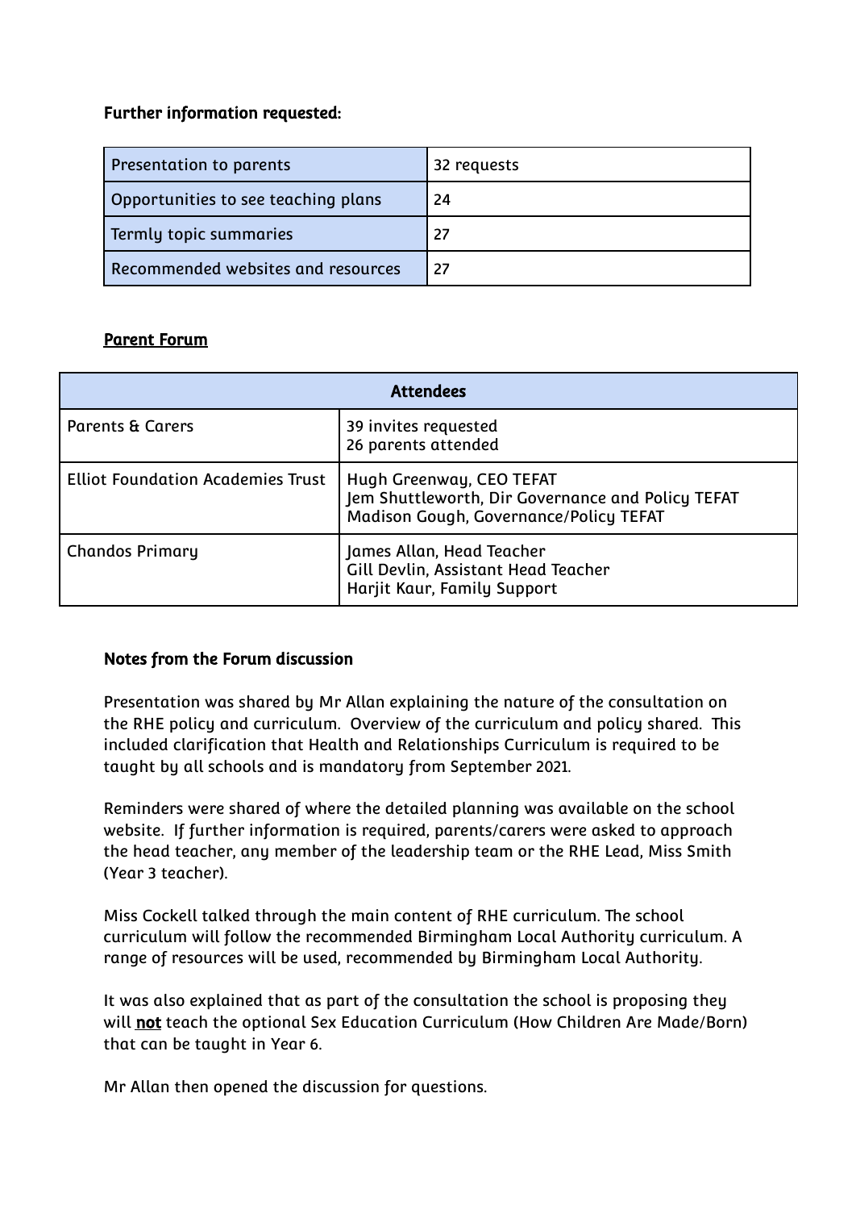**Further information requested:**

| Presentation to parents | 32 requests |
|---|---|
| Opportunities to see teaching plans | 24 |
| Termly topic summaries | 27 |
| Recommended websites and resources | 27 |

**Parent Forum**

| Attendees | |
|---|---|
| Parents & Carers | 39 invites requested<br>26 parents attended |
| Elliot Foundation Academies Trust | Hugh Greenway, CEO TEFAT<br>Jem Shuttleworth, Dir Governance and Policy TEFAT<br>Madison Gough, Governance/Policy TEFAT |
| Chandos Primary | James Allan, Head Teacher<br>Gill Devlin, Assistant Head Teacher<br>Harjit Kaur, Family Support |

**Notes from the Forum discussion**

Presentation was shared by Mr Allan explaining the nature of the consultation on the RHE policy and curriculum. Overview of the curriculum and policy shared. This included clarification that Health and Relationships Curriculum is required to be taught by all schools and is mandatory from September 2021.

Reminders were shared of where the detailed planning was available on the school website. If further information is required, parents/carers were asked to approach the head teacher, any member of the leadership team or the RHE Lead, Miss Smith (Year 3 teacher).

Miss Cockell talked through the main content of RHE curriculum. The school curriculum will follow the recommended Birmingham Local Authority curriculum. A range of resources will be used, recommended by Birmingham Local Authority.

It was also explained that as part of the consultation the school is proposing they will **not** teach the optional Sex Education Curriculum (How Children Are Made/Born) that can be taught in Year 6.

Mr Allan then opened the discussion for questions.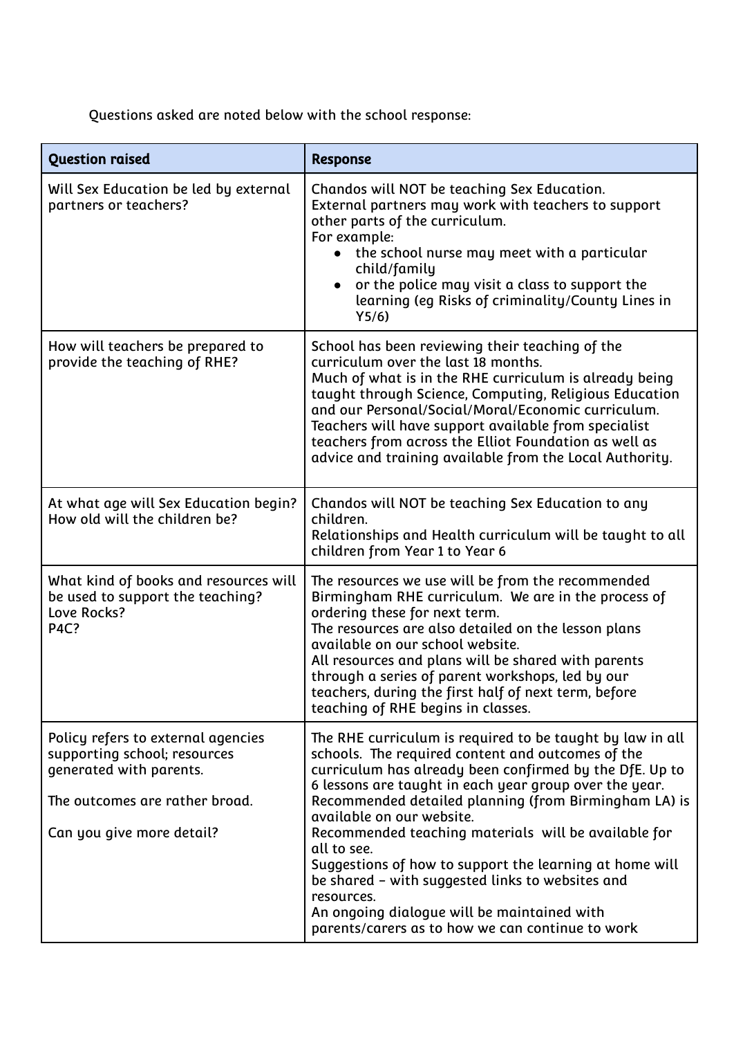Questions asked are noted below with the school response:

| Question raised | Response |
|---|---|
| Will Sex Education be led by external partners or teachers? | Chandos will NOT be teaching Sex Education.<br>External partners may work with teachers to support other parts of the curriculum.<br>For example:<br>• the school nurse may meet with a particular child/family<br>• or the police may visit a class to support the learning (eg Risks of criminality/County Lines in Y5/6) |
| How will teachers be prepared to provide the teaching of RHE? | School has been reviewing their teaching of the curriculum over the last 18 months.<br>Much of what is in the RHE curriculum is already being taught through Science, Computing, Religious Education and our Personal/Social/Moral/Economic curriculum.<br>Teachers will have support available from specialist teachers from across the Elliot Foundation as well as advice and training available from the Local Authority. |
| At what age will Sex Education begin? How old will the children be? | Chandos will NOT be teaching Sex Education to any children.<br>Relationships and Health curriculum will be taught to all children from Year 1 to Year 6 |
| What kind of books and resources will be used to support the teaching?<br>Love Rocks?<br>P4C? | The resources we use will be from the recommended Birmingham RHE curriculum. We are in the process of ordering these for next term.<br>The resources are also detailed on the lesson plans available on our school website.<br>All resources and plans will be shared with parents through a series of parent workshops, led by our teachers, during the first half of next term, before teaching of RHE begins in classes. |
| Policy refers to external agencies supporting school; resources generated with parents.<br><br>The outcomes are rather broad.<br><br>Can you give more detail? | The RHE curriculum is required to be taught by law in all schools. The required content and outcomes of the curriculum has already been confirmed by the DfE. Up to 6 lessons are taught in each year group over the year.<br>Recommended detailed planning (from Birmingham LA) is available on our website.<br>Recommended teaching materials will be available for all to see.<br>Suggestions of how to support the learning at home will be shared – with suggested links to websites and resources.<br>An ongoing dialogue will be maintained with parents/carers as to how we can continue to work |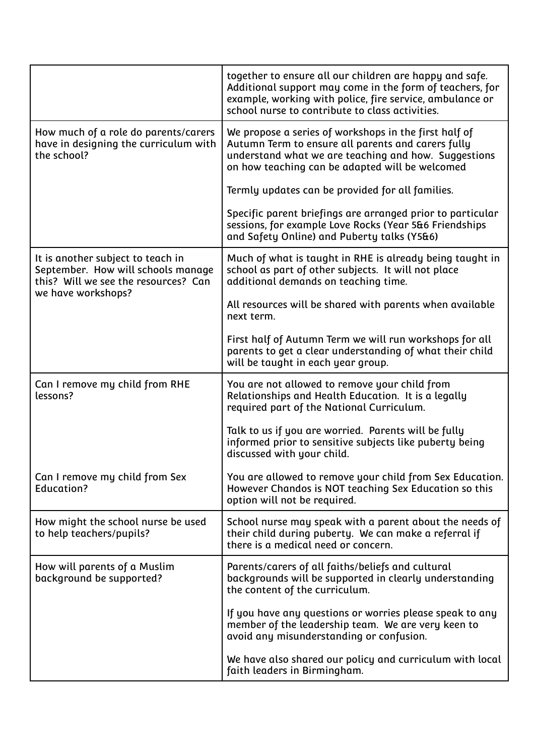| | |
|---|---|
| | together to ensure all our children are happy and safe. Additional support may come in the form of teachers, for example, working with police, fire service, ambulance or school nurse to contribute to class activities. |
| How much of a role do parents/carers have in designing the curriculum with the school? | We propose a series of workshops in the first half of Autumn Term to ensure all parents and carers fully understand what we are teaching and how. Suggestions on how teaching can be adapted will be welcomed<br><br>Termly updates can be provided for all families.<br><br>Specific parent briefings are arranged prior to particular sessions, for example Love Rocks (Year 5&6 Friendships and Safety Online) and Puberty talks (Y5&6) |
| It is another subject to teach in September. How will schools manage this? Will we see the resources? Can we have workshops? | Much of what is taught in RHE is already being taught in school as part of other subjects. It will not place additional demands on teaching time.<br><br>All resources will be shared with parents when available next term.<br><br>First half of Autumn Term we will run workshops for all parents to get a clear understanding of what their child will be taught in each year group. |
| Can I remove my child from RHE lessons?<br><br><br><br><br><br>Can I remove my child from Sex Education? | You are not allowed to remove your child from Relationships and Health Education. It is a legally required part of the National Curriculum.<br><br>Talk to us if you are worried. Parents will be fully informed prior to sensitive subjects like puberty being discussed with your child.<br><br>You are allowed to remove your child from Sex Education. However Chandos is NOT teaching Sex Education so this option will not be required. |
| How might the school nurse be used to help teachers/pupils? | School nurse may speak with a parent about the needs of their child during puberty. We can make a referral if there is a medical need or concern. |
| How will parents of a Muslim background be supported? | Parents/carers of all faiths/beliefs and cultural backgrounds will be supported in clearly understanding the content of the curriculum.<br><br>If you have any questions or worries please speak to any member of the leadership team. We are very keen to avoid any misunderstanding or confusion.<br><br>We have also shared our policy and curriculum with local faith leaders in Birmingham. |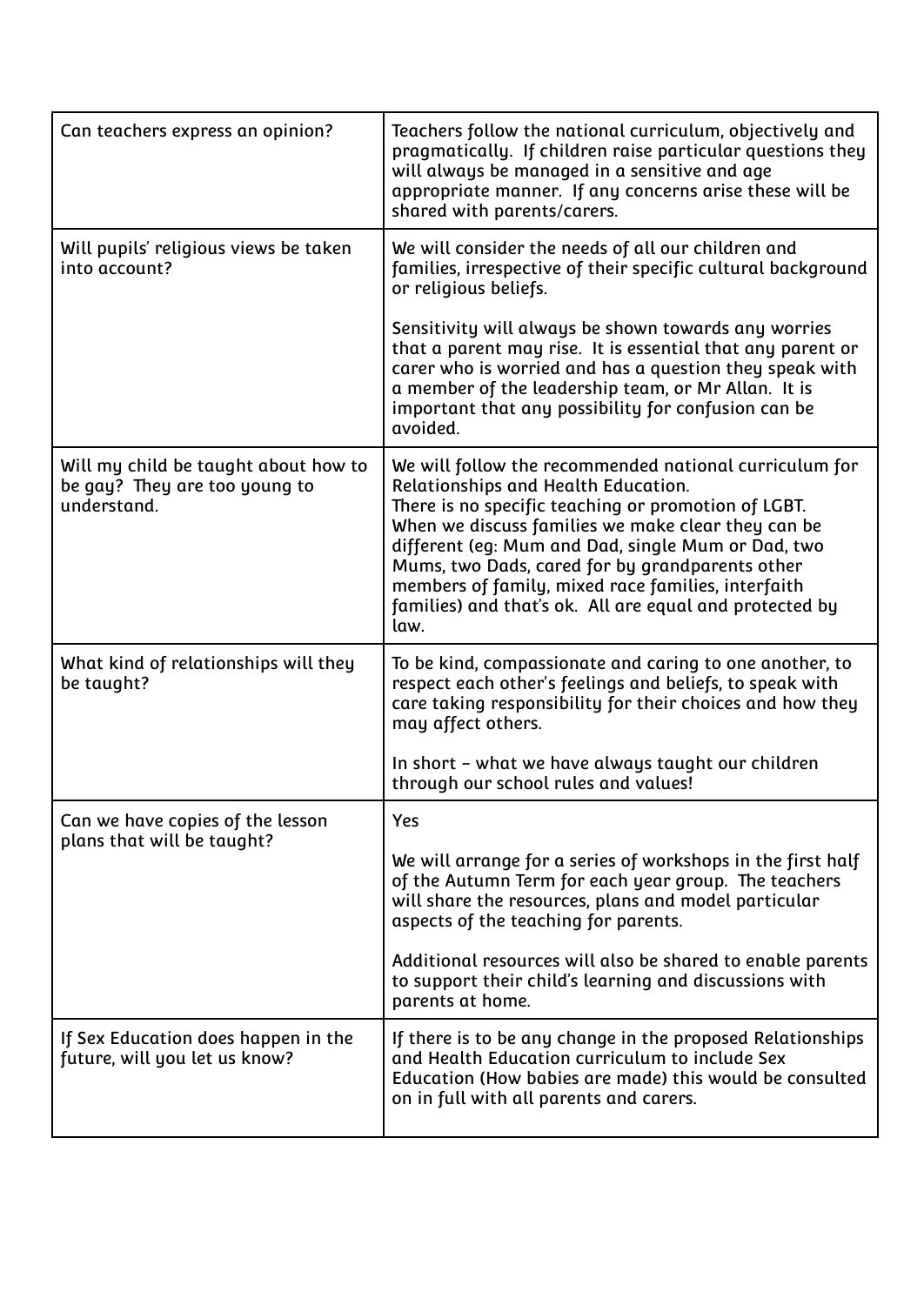| | |
|---|---|
| Can teachers express an opinion? | Teachers follow the national curriculum, objectively and pragmatically. If children raise particular questions they will always be managed in a sensitive and age appropriate manner. If any concerns arise these will be shared with parents/carers. |
| Will pupils' religious views be taken into account? | We will consider the needs of all our children and families, irrespective of their specific cultural background or religious beliefs.<br><br>Sensitivity will always be shown towards any worries that a parent may rise. It is essential that any parent or carer who is worried and has a question they speak with a member of the leadership team, or Mr Allan. It is important that any possibility for confusion can be avoided. |
| Will my child be taught about how to be gay? They are too young to understand. | We will follow the recommended national curriculum for Relationships and Health Education.<br>There is no specific teaching or promotion of LGBT.<br>When we discuss families we make clear they can be different (eg: Mum and Dad, single Mum or Dad, two Mums, two Dads, cared for by grandparents other members of family, mixed race families, interfaith families) and that's ok. All are equal and protected by law. |
| What kind of relationships will they be taught? | To be kind, compassionate and caring to one another, to respect each other's feelings and beliefs, to speak with care taking responsibility for their choices and how they may affect others.<br><br>In short – what we have always taught our children through our school rules and values! |
| Can we have copies of the lesson plans that will be taught? | Yes<br><br>We will arrange for a series of workshops in the first half of the Autumn Term for each year group. The teachers will share the resources, plans and model particular aspects of the teaching for parents.<br><br>Additional resources will also be shared to enable parents to support their child's learning and discussions with parents at home. |
| If Sex Education does happen in the future, will you let us know? | If there is to be any change in the proposed Relationships and Health Education curriculum to include Sex Education (How babies are made) this would be consulted on in full with all parents and carers. |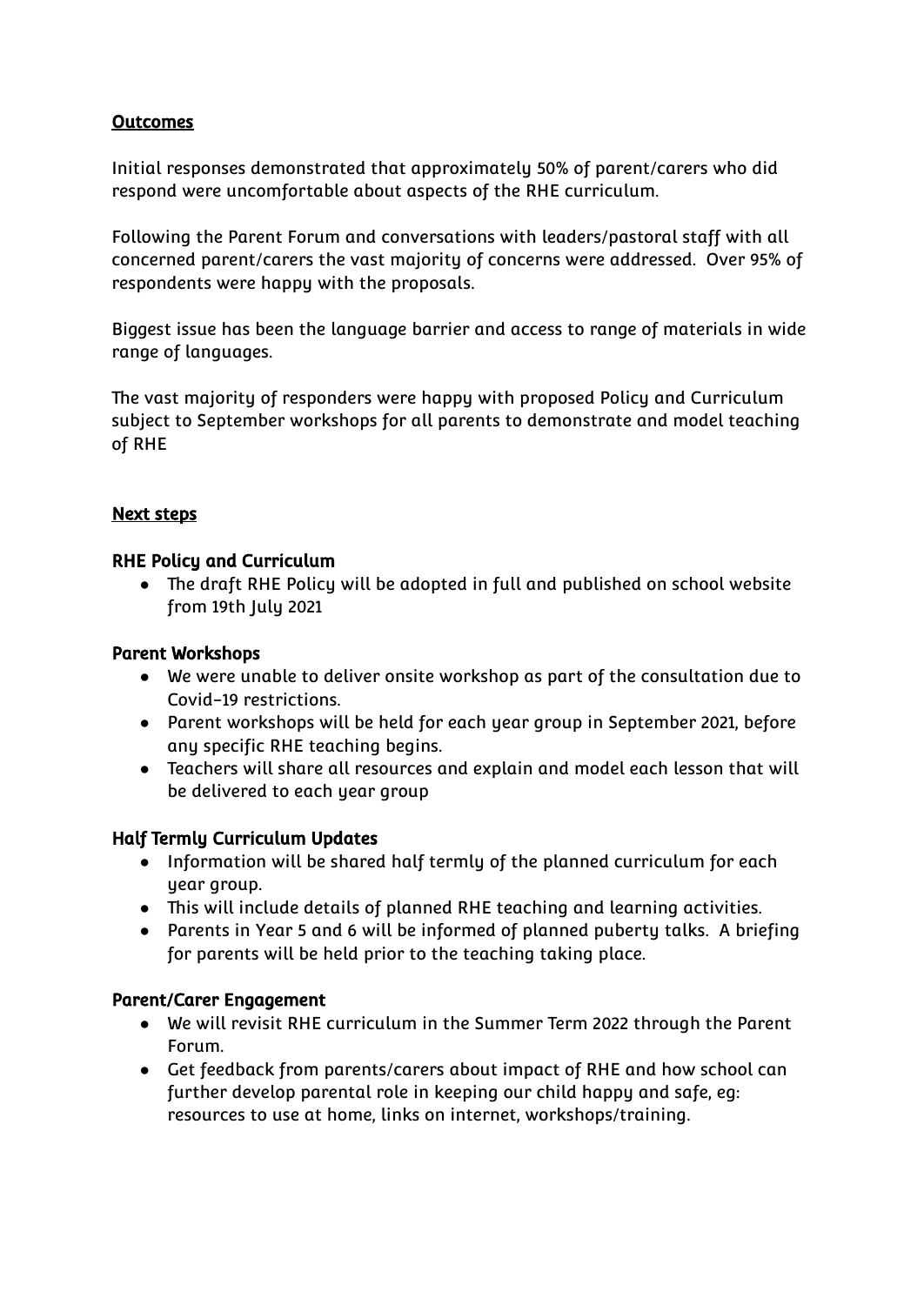## Outcomes

Initial responses demonstrated that approximately 50% of parent/carers who did respond were uncomfortable about aspects of the RHE curriculum.

Following the Parent Forum and conversations with leaders/pastoral staff with all concerned parent/carers the vast majority of concerns were addressed. Over 95% of respondents were happy with the proposals.

Biggest issue has been the language barrier and access to range of materials in wide range of languages.

The vast majority of responders were happy with proposed Policy and Curriculum subject to September workshops for all parents to demonstrate and model teaching of RHE

## Next steps

### RHE Policy and Curriculum

- The draft RHE Policy will be adopted in full and published on school website from 19th July 2021

### Parent Workshops

- We were unable to deliver onsite workshop as part of the consultation due to Covid-19 restrictions.
- Parent workshops will be held for each year group in September 2021, before any specific RHE teaching begins.
- Teachers will share all resources and explain and model each lesson that will be delivered to each year group

### Half Termly Curriculum Updates

- Information will be shared half termly of the planned curriculum for each year group.
- This will include details of planned RHE teaching and learning activities.
- Parents in Year 5 and 6 will be informed of planned puberty talks. A briefing for parents will be held prior to the teaching taking place.

### Parent/Carer Engagement

- We will revisit RHE curriculum in the Summer Term 2022 through the Parent Forum.
- Get feedback from parents/carers about impact of RHE and how school can further develop parental role in keeping our child happy and safe, eg: resources to use at home, links on internet, workshops/training.